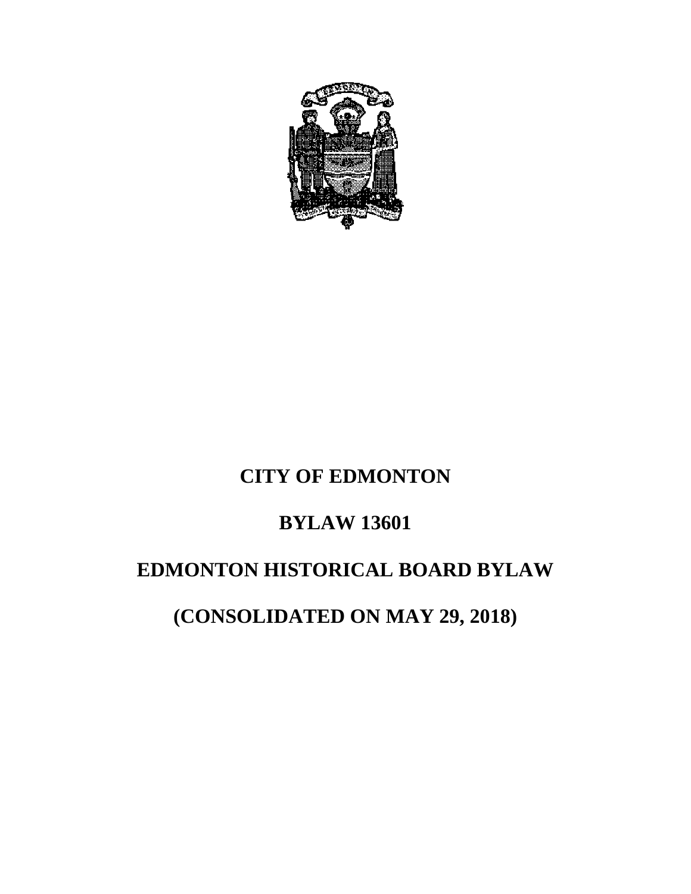# CITY OF EDMONTON

# BYLAW 13601

# EDMONTON HISTORICAL BOARD BYLAW

# (CONSOLIDATED ON MAY 29, 2018)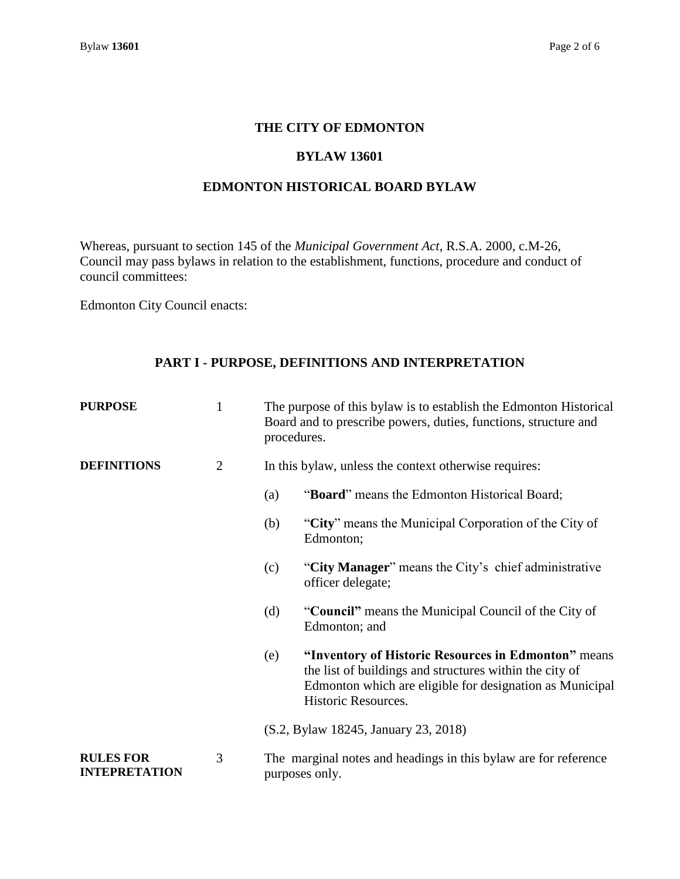# THE CITY OF EDMONTON

## BYLAW 13601

## EDMONTON HISTORICAL BOARD BYLAW

Whereas, pursuant to section 145 of the *Municipal Government Act*, R.S.A. 2000, c.M-26, Council may pass bylaws in relation to the establishment, functions, procedure and conduct of council committees:

Edmonton City Council enacts:

### PART I - PURPOSE, DEFINITIONS AND INTERPRETATION

**PURPOSE**

1 The purpose of this bylaw is to establish the Edmonton Historical Board and to prescribe powers, duties, functions, structure and procedures.

**DEFINITIONS**

2 In this bylaw, unless the context otherwise requires:

(a) "**Board**" means the Edmonton Historical Board;

(b) "**City**" means the Municipal Corporation of the City of Edmonton;

(c) "**City Manager**" means the City's chief administrative officer delegate;

(d) "**Council"** means the Municipal Council of the City of Edmonton; and

(e) **"Inventory of Historic Resources in Edmonton"** means the list of buildings and structures within the city of Edmonton which are eligible for designation as Municipal Historic Resources.

(S.2, Bylaw 18245, January 23, 2018)

**RULES FOR INTEPRETATION**

3 The marginal notes and headings in this bylaw are for reference purposes only.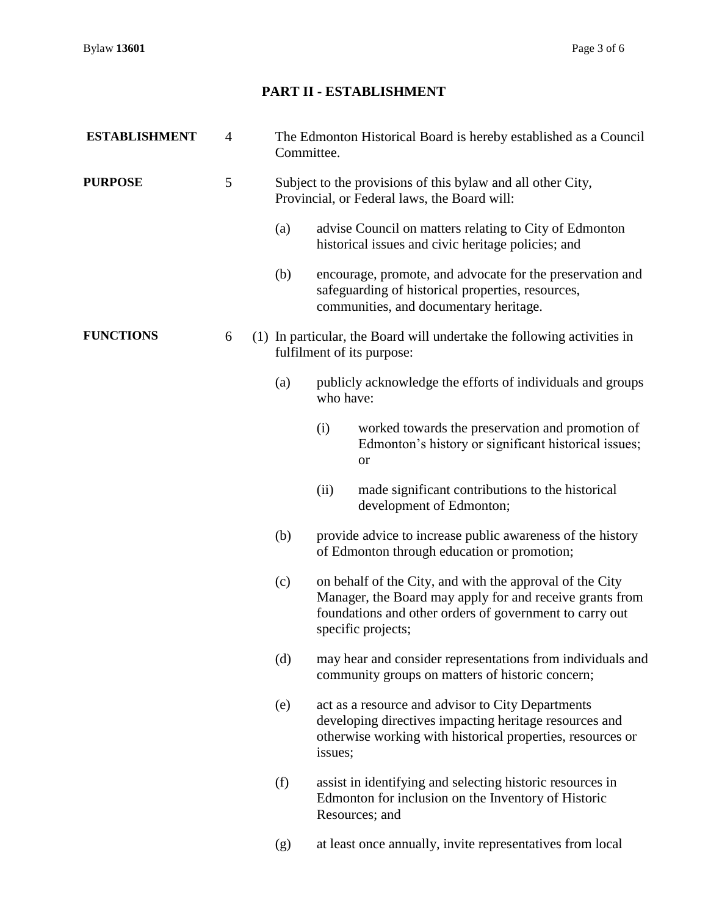## PART II - ESTABLISHMENT

**ESTABLISHMENT** 4 The Edmonton Historical Board is hereby established as a Council Committee.

**PURPOSE** 5 Subject to the provisions of this bylaw and all other City, Provincial, or Federal laws, the Board will:

(a) advise Council on matters relating to City of Edmonton historical issues and civic heritage policies; and

(b) encourage, promote, and advocate for the preservation and safeguarding of historical properties, resources, communities, and documentary heritage.

**FUNCTIONS** 6 (1) In particular, the Board will undertake the following activities in fulfilment of its purpose:

(a) publicly acknowledge the efforts of individuals and groups who have:

(i) worked towards the preservation and promotion of Edmonton's history or significant historical issues; or

(ii) made significant contributions to the historical development of Edmonton;

(b) provide advice to increase public awareness of the history of Edmonton through education or promotion;

(c) on behalf of the City, and with the approval of the City Manager, the Board may apply for and receive grants from foundations and other orders of government to carry out specific projects;

(d) may hear and consider representations from individuals and community groups on matters of historic concern;

(e) act as a resource and advisor to City Departments developing directives impacting heritage resources and otherwise working with historical properties, resources or issues;

(f) assist in identifying and selecting historic resources in Edmonton for inclusion on the Inventory of Historic Resources; and

(g) at least once annually, invite representatives from local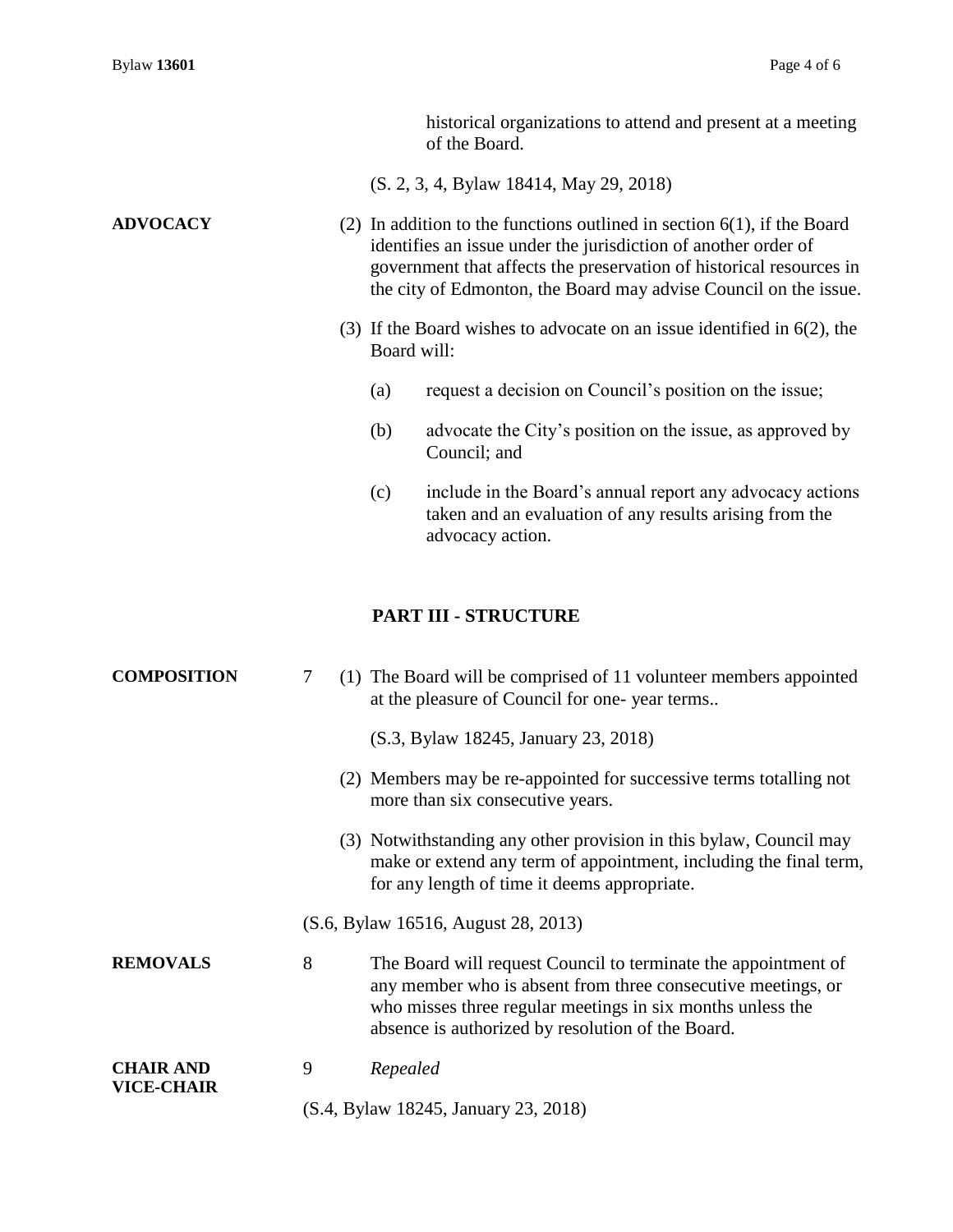historical organizations to attend and present at a meeting of the Board.

(S. 2, 3, 4, Bylaw 18414, May 29, 2018)

**ADVOCACY**

(2) In addition to the functions outlined in section 6(1), if the Board identifies an issue under the jurisdiction of another order of government that affects the preservation of historical resources in the city of Edmonton, the Board may advise Council on the issue.

(3) If the Board wishes to advocate on an issue identified in 6(2), the Board will:

(a) request a decision on Council's position on the issue;

(b) advocate the City's position on the issue, as approved by Council; and

(c) include in the Board's annual report any advocacy actions taken and an evaluation of any results arising from the advocacy action.

## PART III - STRUCTURE

**COMPOSITION**

7 (1) The Board will be comprised of 11 volunteer members appointed at the pleasure of Council for one- year terms..

(S.3, Bylaw 18245, January 23, 2018)

(2) Members may be re-appointed for successive terms totalling not more than six consecutive years.

(3) Notwithstanding any other provision in this bylaw, Council may make or extend any term of appointment, including the final term, for any length of time it deems appropriate.

(S.6, Bylaw 16516, August 28, 2013)

**REMOVALS**

8 The Board will request Council to terminate the appointment of any member who is absent from three consecutive meetings, or who misses three regular meetings in six months unless the absence is authorized by resolution of the Board.

**CHAIR AND VICE-CHAIR**

9 *Repealed*

(S.4, Bylaw 18245, January 23, 2018)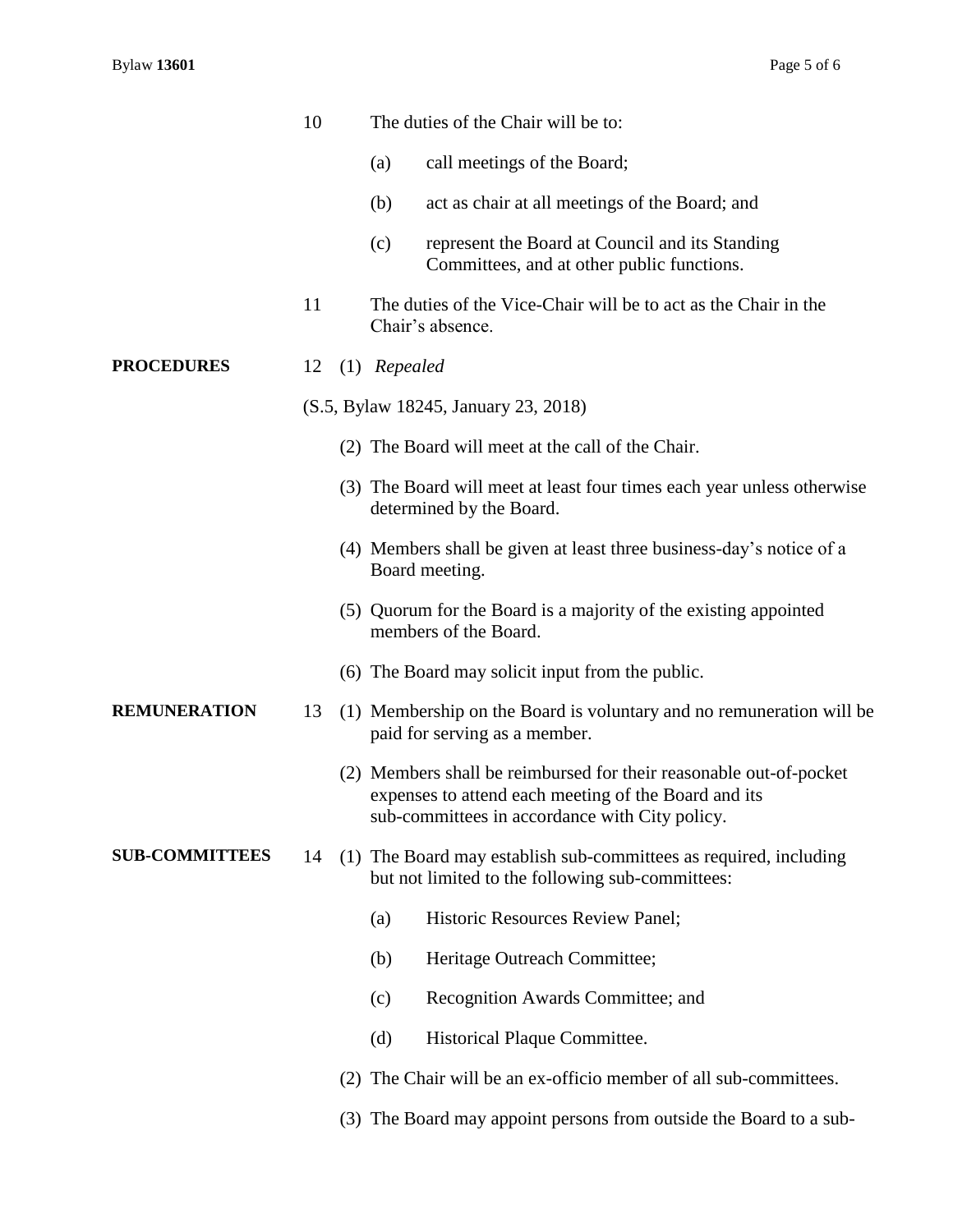10 The duties of the Chair will be to:

(a) call meetings of the Board;

(b) act as chair at all meetings of the Board; and

(c) represent the Board at Council and its Standing Committees, and at other public functions.

11 The duties of the Vice-Chair will be to act as the Chair in the Chair's absence.

**PROCEDURES**

12 (1) *Repealed*

(S.5, Bylaw 18245, January 23, 2018)

(2) The Board will meet at the call of the Chair.

(3) The Board will meet at least four times each year unless otherwise determined by the Board.

(4) Members shall be given at least three business-day's notice of a Board meeting.

(5) Quorum for the Board is a majority of the existing appointed members of the Board.

(6) The Board may solicit input from the public.

**REMUNERATION**

13 (1) Membership on the Board is voluntary and no remuneration will be paid for serving as a member.

(2) Members shall be reimbursed for their reasonable out-of-pocket expenses to attend each meeting of the Board and its sub-committees in accordance with City policy.

**SUB-COMMITTEES**

14 (1) The Board may establish sub-committees as required, including but not limited to the following sub-committees:

(a) Historic Resources Review Panel;

(b) Heritage Outreach Committee;

(c) Recognition Awards Committee; and

(d) Historical Plaque Committee.

(2) The Chair will be an ex-officio member of all sub-committees.

(3) The Board may appoint persons from outside the Board to a sub-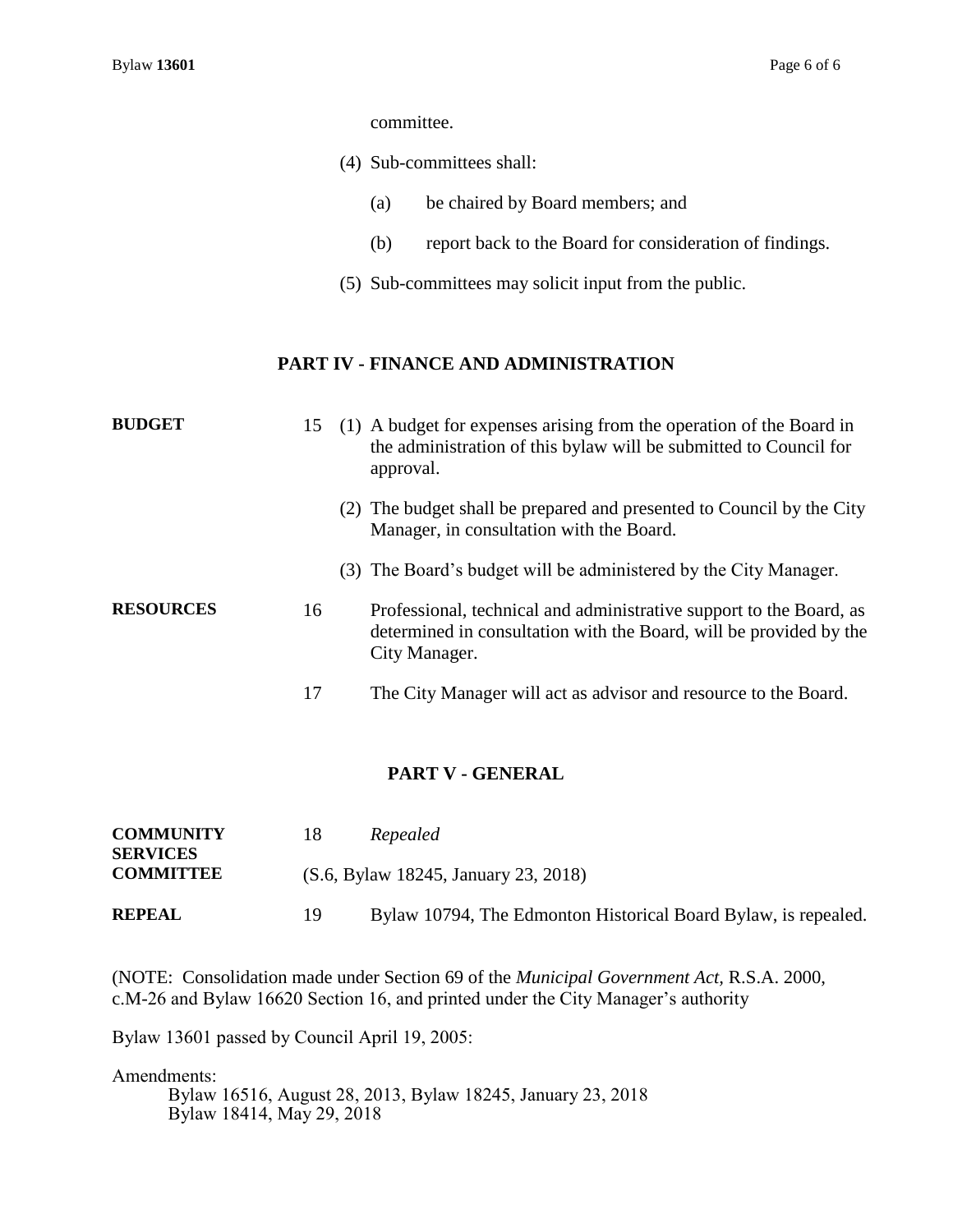committee.

(4) Sub-committees shall:

(a) be chaired by Board members; and

(b) report back to the Board for consideration of findings.

(5) Sub-committees may solicit input from the public.

## PART IV - FINANCE AND ADMINISTRATION

**BUDGET**

15 (1) A budget for expenses arising from the operation of the Board in the administration of this bylaw will be submitted to Council for approval.

(2) The budget shall be prepared and presented to Council by the City Manager, in consultation with the Board.

(3) The Board's budget will be administered by the City Manager.

**RESOURCES**

16 Professional, technical and administrative support to the Board, as determined in consultation with the Board, will be provided by the City Manager.

17 The City Manager will act as advisor and resource to the Board.

## PART V - GENERAL

**COMMUNITY SERVICES COMMITTEE**

18 *Repealed*

(S.6, Bylaw 18245, January 23, 2018)

**REPEAL**

19 Bylaw 10794, The Edmonton Historical Board Bylaw, is repealed.

(NOTE: Consolidation made under Section 69 of the *Municipal Government Act,* R.S.A. 2000, c.M-26 and Bylaw 16620 Section 16, and printed under the City Manager's authority

Bylaw 13601 passed by Council April 19, 2005:

Amendments:
Bylaw 16516, August 28, 2013, Bylaw 18245, January 23, 2018
Bylaw 18414, May 29, 2018